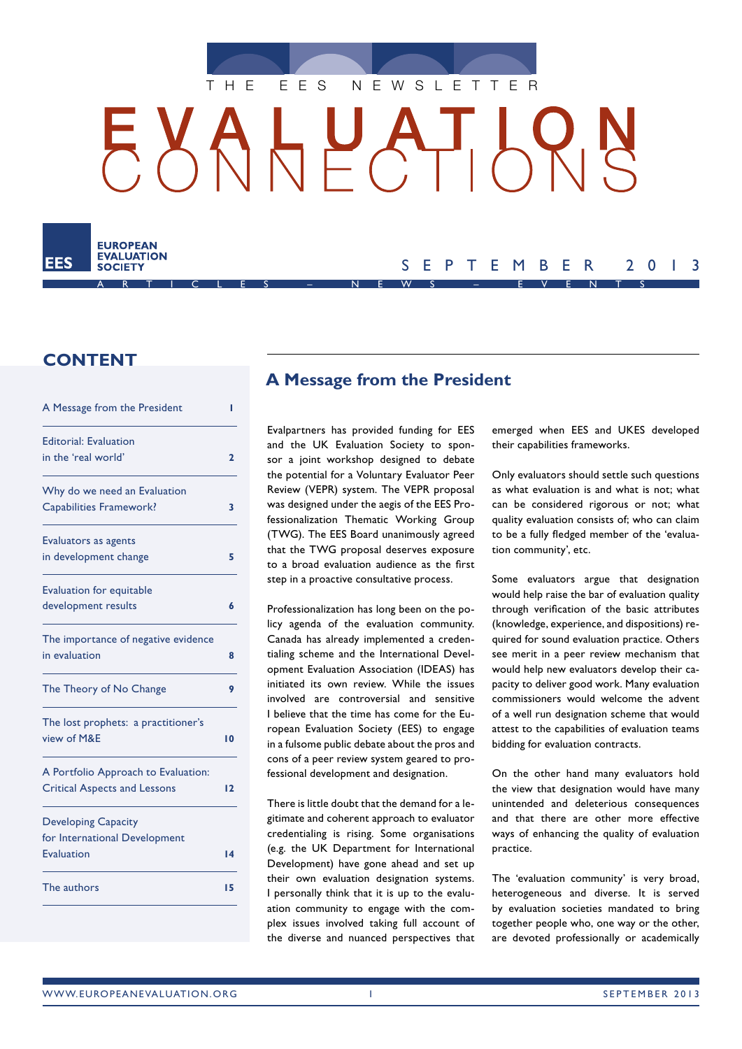THE EES NEWSLETTER

# EVALUATION CONNECTIONS

EES EUROPEAN EVALUATION SOCIETY

SEPTEMBER 2013

ARTICLES – NEWS – EVENTS

## CONTENT

| | |
|---|---|
| A Message from the President | 1 |
| Editorial: Evaluation in the 'real world' | 2 |
| Why do we need an Evaluation Capabilities Framework? | 3 |
| Evaluators as agents in development change | 5 |
| Evaluation for equitable development results | 6 |
| The importance of negative evidence in evaluation | 8 |
| The Theory of No Change | 9 |
| The lost prophets: a practitioner's view of M&E | 10 |
| A Portfolio Approach to Evaluation: Critical Aspects and Lessons | 12 |
| Developing Capacity for International Development Evaluation | 14 |
| The authors | 15 |

## A Message from the President

Evalpartners has provided funding for EES and the UK Evaluation Society to sponsor a joint workshop designed to debate the potential for a Voluntary Evaluator Peer Review (VEPR) system. The VEPR proposal was designed under the aegis of the EES Professionalization Thematic Working Group (TWG). The EES Board unanimously agreed that the TWG proposal deserves exposure to a broad evaluation audience as the first step in a proactive consultative process.

Professionalization has long been on the policy agenda of the evaluation community. Canada has already implemented a credentialing scheme and the International Development Evaluation Association (IDEAS) has initiated its own review. While the issues involved are controversial and sensitive I believe that the time has come for the European Evaluation Society (EES) to engage in a fulsome public debate about the pros and cons of a peer review system geared to professional development and designation.

There is little doubt that the demand for a legitimate and coherent approach to evaluator credentialing is rising. Some organisations (e.g. the UK Department for International Development) have gone ahead and set up their own evaluation designation systems. I personally think that it is up to the evaluation community to engage with the complex issues involved taking full account of the diverse and nuanced perspectives that emerged when EES and UKES developed their capabilities frameworks.

Only evaluators should settle such questions as what evaluation is and what is not; what can be considered rigorous or not; what quality evaluation consists of; who can claim to be a fully fledged member of the 'evaluation community', etc.

Some evaluators argue that designation would help raise the bar of evaluation quality through verification of the basic attributes (knowledge, experience, and dispositions) required for sound evaluation practice. Others see merit in a peer review mechanism that would help new evaluators develop their capacity to deliver good work. Many evaluation commissioners would welcome the advent of a well run designation scheme that would attest to the capabilities of evaluation teams bidding for evaluation contracts.

On the other hand many evaluators hold the view that designation would have many unintended and deleterious consequences and that there are other more effective ways of enhancing the quality of evaluation practice.

The 'evaluation community' is very broad, heterogeneous and diverse. It is served by evaluation societies mandated to bring together people who, one way or the other, are devoted professionally or academically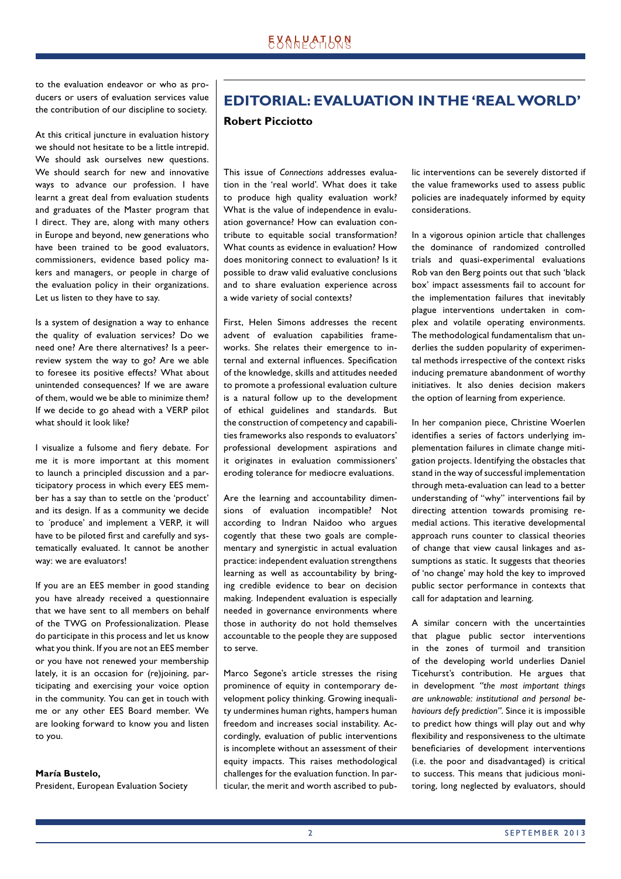to the evaluation endeavor or who as producers or users of evaluation services value the contribution of our discipline to society.

At this critical juncture in evaluation history we should not hesitate to be a little intrepid. We should ask ourselves new questions. We should search for new and innovative ways to advance our profession. I have learnt a great deal from evaluation students and graduates of the Master program that I direct. They are, along with many others in Europe and beyond, new generations who have been trained to be good evaluators, commissioners, evidence based policy makers and managers, or people in charge of the evaluation policy in their organizations. Let us listen to they have to say.

Is a system of designation a way to enhance the quality of evaluation services? Do we need one? Are there alternatives? Is a peer-review system the way to go? Are we able to foresee its positive effects? What about unintended consequences? If we are aware of them, would we be able to minimize them? If we decide to go ahead with a VERP pilot what should it look like?

I visualize a fulsome and fiery debate. For me it is more important at this moment to launch a principled discussion and a participatory process in which every EES member has a say than to settle on the 'product' and its design. If as a community we decide to ´produce' and implement a VERP, it will have to be piloted first and carefully and systematically evaluated. It cannot be another way: we are evaluators!

If you are an EES member in good standing you have already received a questionnaire that we have sent to all members on behalf of the TWG on Professionalization. Please do participate in this process and let us know what you think. If you are not an EES member or you have not renewed your membership lately, it is an occasion for (re)joining, participating and exercising your voice option in the community. You can get in touch with me or any other EES Board member. We are looking forward to know you and listen to you.

**María Bustelo,**
President, European Evaluation Society

## EDITORIAL: EVALUATION IN THE 'REAL WORLD'

**Robert Picciotto**

This issue of *Connections* addresses evaluation in the 'real world'. What does it take to produce high quality evaluation work? What is the value of independence in evaluation governance? How can evaluation contribute to equitable social transformation? What counts as evidence in evaluation? How does monitoring connect to evaluation? Is it possible to draw valid evaluative conclusions and to share evaluation experience across a wide variety of social contexts?

First, Helen Simons addresses the recent advent of evaluation capabilities frameworks. She relates their emergence to internal and external influences. Specification of the knowledge, skills and attitudes needed to promote a professional evaluation culture is a natural follow up to the development of ethical guidelines and standards. But the construction of competency and capabilities frameworks also responds to evaluators' professional development aspirations and it originates in evaluation commissioners' eroding tolerance for mediocre evaluations.

Are the learning and accountability dimensions of evaluation incompatible? Not according to Indran Naidoo who argues cogently that these two goals are complementary and synergistic in actual evaluation practice: independent evaluation strengthens learning as well as accountability by bringing credible evidence to bear on decision making. Independent evaluation is especially needed in governance environments where those in authority do not hold themselves accountable to the people they are supposed to serve.

Marco Segone's article stresses the rising prominence of equity in contemporary development policy thinking. Growing inequality undermines human rights, hampers human freedom and increases social instability. Accordingly, evaluation of public interventions is incomplete without an assessment of their equity impacts. This raises methodological challenges for the evaluation function. In particular, the merit and worth ascribed to public interventions can be severely distorted if the value frameworks used to assess public policies are inadequately informed by equity considerations.

In a vigorous opinion article that challenges the dominance of randomized controlled trials and quasi-experimental evaluations Rob van den Berg points out that such 'black box' impact assessments fail to account for the implementation failures that inevitably plague interventions undertaken in complex and volatile operating environments. The methodological fundamentalism that underlies the sudden popularity of experimental methods irrespective of the context risks inducing premature abandonment of worthy initiatives. It also denies decision makers the option of learning from experience.

In her companion piece, Christine Woerlen identifies a series of factors underlying implementation failures in climate change mitigation projects. Identifying the obstacles that stand in the way of successful implementation through meta-evaluation can lead to a better understanding of "why" interventions fail by directing attention towards promising remedial actions. This iterative developmental approach runs counter to classical theories of change that view causal linkages and assumptions as static. It suggests that theories of 'no change' may hold the key to improved public sector performance in contexts that call for adaptation and learning.

A similar concern with the uncertainties that plague public sector interventions in the zones of turmoil and transition of the developing world underlies Daniel Ticehurst's contribution. He argues that in development *"the most important things are unknowable: institutional and personal behaviours defy prediction"*. Since it is impossible to predict how things will play out and why flexibility and responsiveness to the ultimate beneficiaries of development interventions (i.e. the poor and disadvantaged) is critical to success. This means that judicious monitoring, long neglected by evaluators, should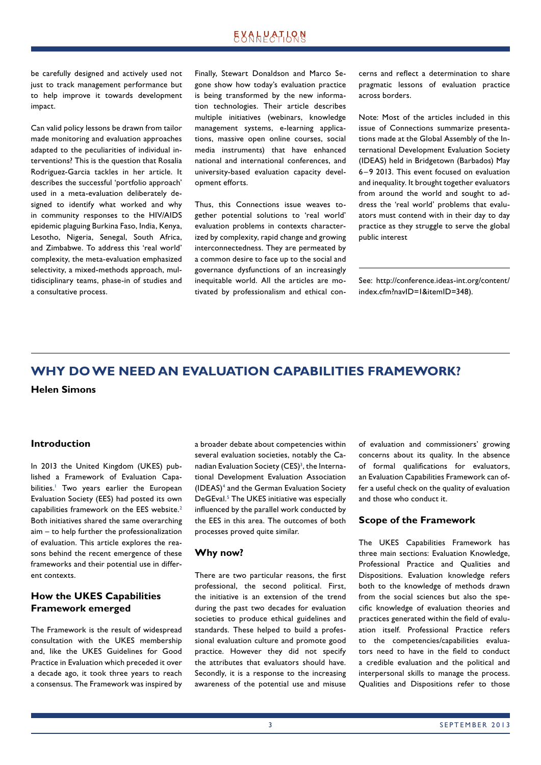be carefully designed and actively used not just to track management performance but to help improve it towards development impact.

Can valid policy lessons be drawn from tailor made monitoring and evaluation approaches adapted to the peculiarities of individual interventions? This is the question that Rosalia Rodriguez-Garcia tackles in her article. It describes the successful 'portfolio approach' used in a meta-evaluation deliberately designed to identify what worked and why in community responses to the HIV/AIDS epidemic plaguing Burkina Faso, India, Kenya, Lesotho, Nigeria, Senegal, South Africa, and Zimbabwe. To address this 'real world' complexity, the meta-evaluation emphasized selectivity, a mixed-methods approach, multidisciplinary teams, phase-in of studies and a consultative process.

Finally, Stewart Donaldson and Marco Segone show how today's evaluation practice is being transformed by the new information technologies. Their article describes multiple initiatives (webinars, knowledge management systems, e-learning applications, massive open online courses, social media instruments) that have enhanced national and international conferences, and university-based evaluation capacity development efforts.

Thus, this Connections issue weaves together potential solutions to 'real world' evaluation problems in contexts characterized by complexity, rapid change and growing interconnectedness. They are permeated by a common desire to face up to the social and governance dysfunctions of an increasingly inequitable world. All the articles are motivated by professionalism and ethical concerns and reflect a determination to share pragmatic lessons of evaluation practice across borders.

Note: Most of the articles included in this issue of Connections summarize presentations made at the Global Assembly of the International Development Evaluation Society (IDEAS) held in Bridgetown (Barbados) May 6–9 2013. This event focused on evaluation and inequality. It brought together evaluators from around the world and sought to address the 'real world' problems that evaluators must contend with in their day to day practice as they struggle to serve the global public interest

See: http://conference.ideas-int.org/content/index.cfm?navID=1&itemID=348).

# WHY DO WE NEED AN EVALUATION CAPABILITIES FRAMEWORK?

**Helen Simons**

## Introduction

In 2013 the United Kingdom (UKES) published a Framework of Evaluation Capabilities.[1] Two years earlier the European Evaluation Society (EES) had posted its own capabilities framework on the EES website.[2] Both initiatives shared the same overarching aim – to help further the professionalization of evaluation. This article explores the reasons behind the recent emergence of these frameworks and their potential use in different contexts.

## How the UKES Capabilities Framework emerged

The Framework is the result of widespread consultation with the UKES membership and, like the UKES Guidelines for Good Practice in Evaluation which preceded it over a decade ago, it took three years to reach a consensus. The Framework was inspired by a broader debate about competencies within several evaluation societies, notably the Canadian Evaluation Society (CES)[3], the International Development Evaluation Association (IDEAS)[4] and the German Evaluation Society DeGEval.[5] The UKES initiative was especially influenced by the parallel work conducted by the EES in this area. The outcomes of both processes proved quite similar.

## Why now?

There are two particular reasons, the first professional, the second political. First, the initiative is an extension of the trend during the past two decades for evaluation societies to produce ethical guidelines and standards. These helped to build a professional evaluation culture and promote good practice. However they did not specify the attributes that evaluators should have. Secondly, it is a response to the increasing awareness of the potential use and misuse of evaluation and commissioners' growing concerns about its quality. In the absence of formal qualifications for evaluators, an Evaluation Capabilities Framework can offer a useful check on the quality of evaluation and those who conduct it.

## Scope of the Framework

The UKES Capabilities Framework has three main sections: Evaluation Knowledge, Professional Practice and Qualities and Dispositions. Evaluation knowledge refers both to the knowledge of methods drawn from the social sciences but also the specific knowledge of evaluation theories and practices generated within the field of evaluation itself. Professional Practice refers to the competencies/capabilities evaluators need to have in the field to conduct a credible evaluation and the political and interpersonal skills to manage the process. Qualities and Dispositions refer to those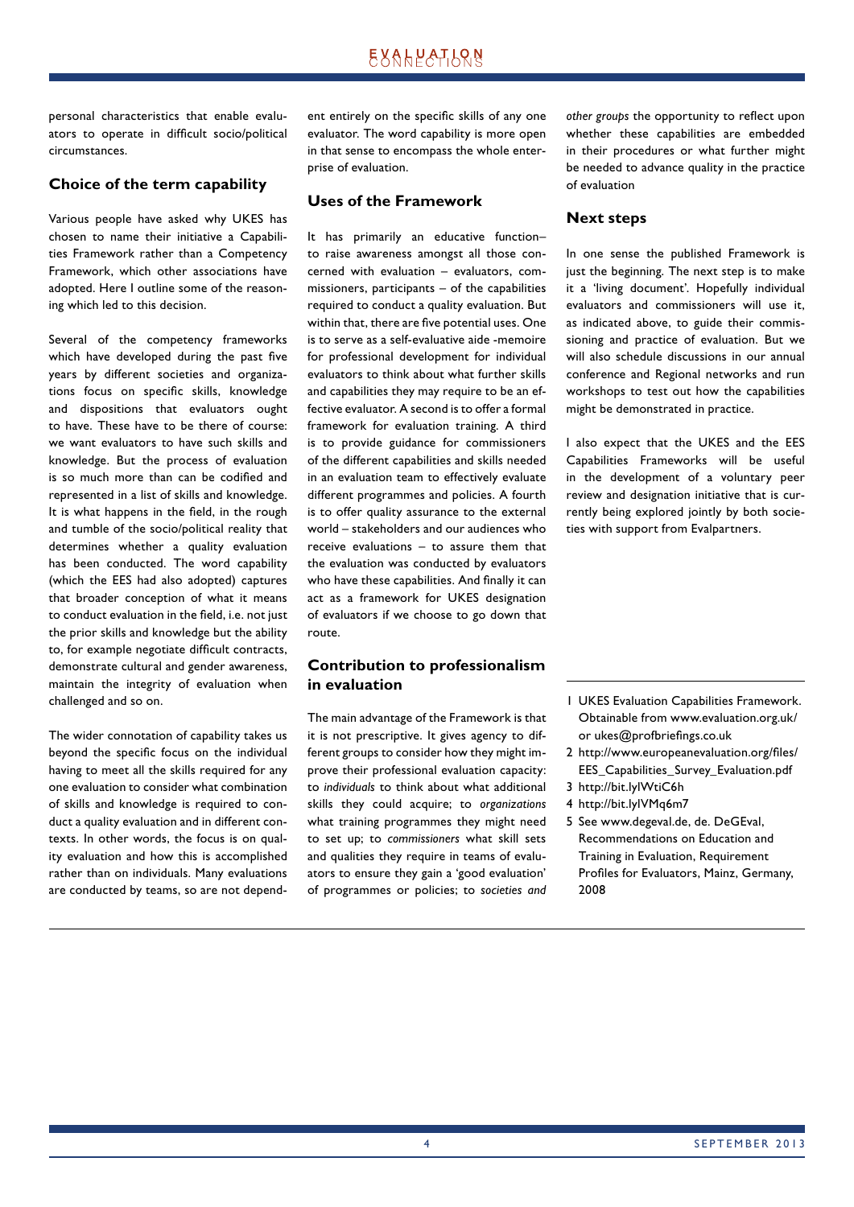personal characteristics that enable evaluators to operate in difficult socio/political circumstances.

## Choice of the term capability

Various people have asked why UKES has chosen to name their initiative a Capabilities Framework rather than a Competency Framework, which other associations have adopted. Here I outline some of the reasoning which led to this decision.

Several of the competency frameworks which have developed during the past five years by different societies and organizations focus on specific skills, knowledge and dispositions that evaluators ought to have. These have to be there of course: we want evaluators to have such skills and knowledge. But the process of evaluation is so much more than can be codified and represented in a list of skills and knowledge. It is what happens in the field, in the rough and tumble of the socio/political reality that determines whether a quality evaluation has been conducted. The word capability (which the EES had also adopted) captures that broader conception of what it means to conduct evaluation in the field, i.e. not just the prior skills and knowledge but the ability to, for example negotiate difficult contracts, demonstrate cultural and gender awareness, maintain the integrity of evaluation when challenged and so on.

The wider connotation of capability takes us beyond the specific focus on the individual having to meet all the skills required for any one evaluation to consider what combination of skills and knowledge is required to conduct a quality evaluation and in different contexts. In other words, the focus is on quality evaluation and how this is accomplished rather than on individuals. Many evaluations are conducted by teams, so are not dependent entirely on the specific skills of any one evaluator. The word capability is more open in that sense to encompass the whole enterprise of evaluation.

## Uses of the Framework

It has primarily an educative function– to raise awareness amongst all those concerned with evaluation – evaluators, commissioners, participants – of the capabilities required to conduct a quality evaluation. But within that, there are five potential uses. One is to serve as a self-evaluative aide -memoire for professional development for individual evaluators to think about what further skills and capabilities they may require to be an effective evaluator. A second is to offer a formal framework for evaluation training. A third is to provide guidance for commissioners of the different capabilities and skills needed in an evaluation team to effectively evaluate different programmes and policies. A fourth is to offer quality assurance to the external world – stakeholders and our audiences who receive evaluations – to assure them that the evaluation was conducted by evaluators who have these capabilities. And finally it can act as a framework for UKES designation of evaluators if we choose to go down that route.

## Contribution to professionalism in evaluation

The main advantage of the Framework is that it is not prescriptive. It gives agency to different groups to consider how they might improve their professional evaluation capacity: to *individuals* to think about what additional skills they could acquire; to *organizations* what training programmes they might need to set up; to *commissioners* what skill sets and qualities they require in teams of evaluators to ensure they gain a 'good evaluation' of programmes or policies; to *societies and other groups* the opportunity to reflect upon whether these capabilities are embedded in their procedures or what further might be needed to advance quality in the practice of evaluation

## Next steps

In one sense the published Framework is just the beginning. The next step is to make it a 'living document'. Hopefully individual evaluators and commissioners will use it, as indicated above, to guide their commissioning and practice of evaluation. But we will also schedule discussions in our annual conference and Regional networks and run workshops to test out how the capabilities might be demonstrated in practice.

I also expect that the UKES and the EES Capabilities Frameworks will be useful in the development of a voluntary peer review and designation initiative that is currently being explored jointly by both societies with support from Evalpartners.

---

1 UKES Evaluation Capabilities Framework. Obtainable from www.evaluation.org.uk/ or ukes@profbriefings.co.uk
2 http://www.europeanevaluation.org/files/EES_Capabilities_Survey_Evaluation.pdf
3 http://bit.ly/WtiC6h
4 http://bit.ly/VMq6m7
5 See www.degeval.de, de. DeGEval, Recommendations on Education and Training in Evaluation, Requirement Profiles for Evaluators, Mainz, Germany, 2008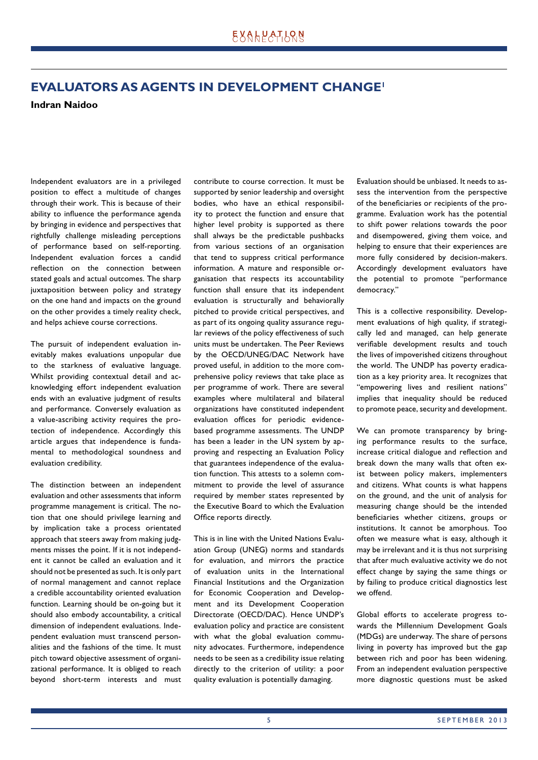## EVALUATORS AS AGENTS IN DEVELOPMENT CHANGE[1]

**Indran Naidoo**

Independent evaluators are in a privileged position to effect a multitude of changes through their work. This is because of their ability to influence the performance agenda by bringing in evidence and perspectives that rightfully challenge misleading perceptions of performance based on self-reporting. Independent evaluation forces a candid reflection on the connection between stated goals and actual outcomes. The sharp juxtaposition between policy and strategy on the one hand and impacts on the ground on the other provides a timely reality check, and helps achieve course corrections.

The pursuit of independent evaluation inevitably makes evaluations unpopular due to the starkness of evaluative language. Whilst providing contextual detail and acknowledging effort independent evaluation ends with an evaluative judgment of results and performance. Conversely evaluation as a value-ascribing activity requires the protection of independence. Accordingly this article argues that independence is fundamental to methodological soundness and evaluation credibility.

The distinction between an independent evaluation and other assessments that inform programme management is critical. The notion that one should privilege learning and by implication take a process orientated approach that steers away from making judgments misses the point. If it is not independent it cannot be called an evaluation and it should not be presented as such. It is only part of normal management and cannot replace a credible accountability oriented evaluation function. Learning should be on-going but it should also embody accountability, a critical dimension of independent evaluations. Independent evaluation must transcend personalities and the fashions of the time. It must pitch toward objective assessment of organizational performance. It is obliged to reach beyond short-term interests and must contribute to course correction. It must be supported by senior leadership and oversight bodies, who have an ethical responsibility to protect the function and ensure that higher level probity is supported as there shall always be the predictable pushbacks from various sections of an organisation that tend to suppress critical performance information. A mature and responsible organisation that respects its accountability function shall ensure that its independent evaluation is structurally and behaviorally pitched to provide critical perspectives, and as part of its ongoing quality assurance regular reviews of the policy effectiveness of such units must be undertaken. The Peer Reviews by the OECD/UNEG/DAC Network have proved useful, in addition to the more comprehensive policy reviews that take place as per programme of work. There are several examples where multilateral and bilateral organizations have constituted independent evaluation offices for periodic evidence-based programme assessments. The UNDP has been a leader in the UN system by approving and respecting an Evaluation Policy that guarantees independence of the evaluation function. This attests to a solemn commitment to provide the level of assurance required by member states represented by the Executive Board to which the Evaluation Office reports directly.

This is in line with the United Nations Evaluation Group (UNEG) norms and standards for evaluation, and mirrors the practice of evaluation units in the International Financial Institutions and the Organization for Economic Cooperation and Development and its Development Cooperation Directorate (OECD/DAC). Hence UNDP's evaluation policy and practice are consistent with what the global evaluation community advocates. Furthermore, independence needs to be seen as a credibility issue relating directly to the criterion of utility: a poor quality evaluation is potentially damaging.

Evaluation should be unbiased. It needs to assess the intervention from the perspective of the beneficiaries or recipients of the programme. Evaluation work has the potential to shift power relations towards the poor and disempowered, giving them voice, and helping to ensure that their experiences are more fully considered by decision-makers. Accordingly development evaluators have the potential to promote "performance democracy."

This is a collective responsibility. Development evaluations of high quality, if strategically led and managed, can help generate verifiable development results and touch the lives of impoverished citizens throughout the world. The UNDP has poverty eradication as a key priority area. It recognizes that "empowering lives and resilient nations" implies that inequality should be reduced to promote peace, security and development.

We can promote transparency by bringing performance results to the surface, increase critical dialogue and reflection and break down the many walls that often exist between policy makers, implementers and citizens. What counts is what happens on the ground, and the unit of analysis for measuring change should be the intended beneficiaries whether citizens, groups or institutions. It cannot be amorphous. Too often we measure what is easy, although it may be irrelevant and it is thus not surprising that after much evaluative activity we do not effect change by saying the same things or by failing to produce critical diagnostics lest we offend.

Global efforts to accelerate progress towards the Millennium Development Goals (MDGs) are underway. The share of persons living in poverty has improved but the gap between rich and poor has been widening. From an independent evaluation perspective more diagnostic questions must be asked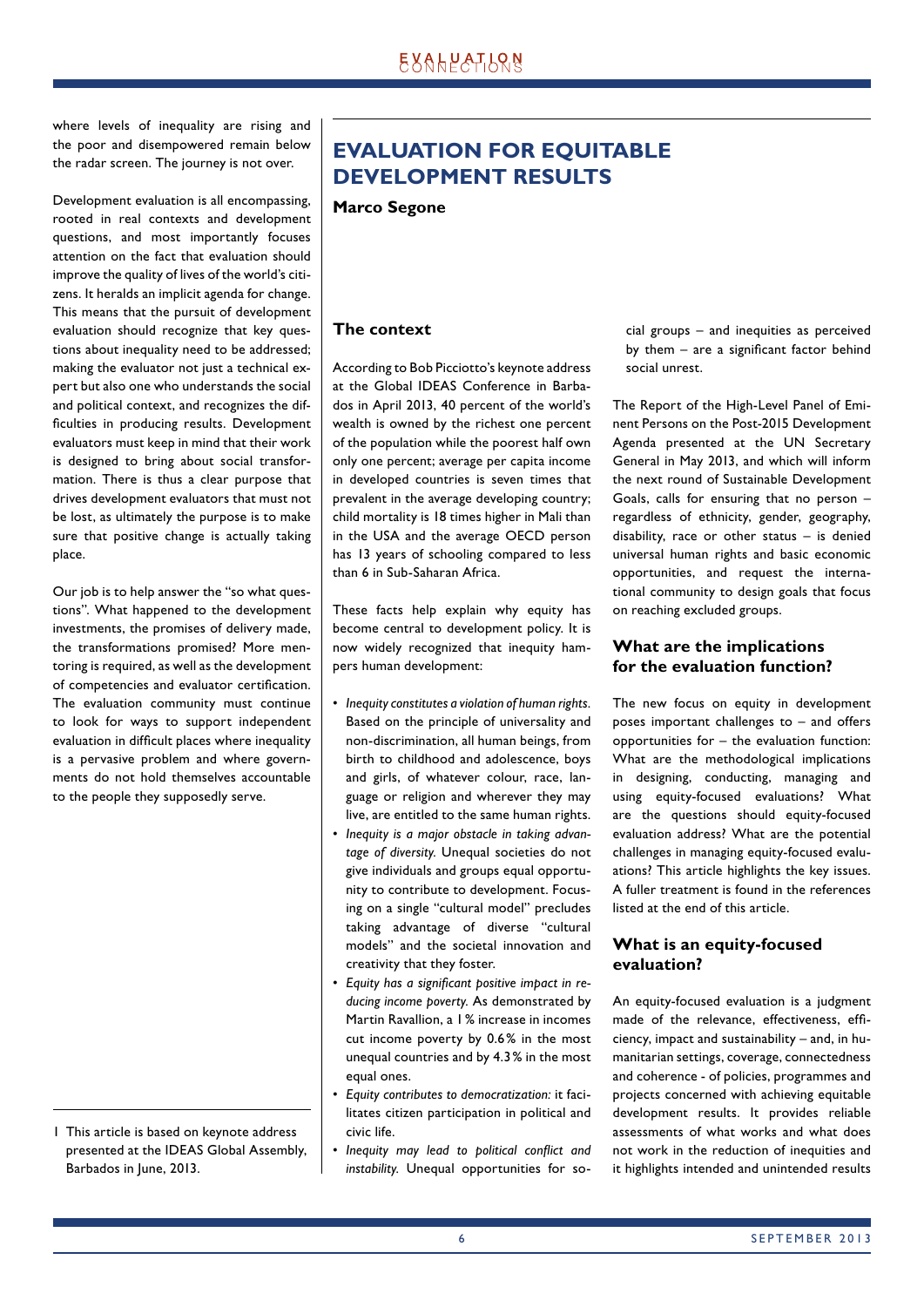where levels of inequality are rising and the poor and disempowered remain below the radar screen. The journey is not over.

Development evaluation is all encompassing, rooted in real contexts and development questions, and most importantly focuses attention on the fact that evaluation should improve the quality of lives of the world's citizens. It heralds an implicit agenda for change. This means that the pursuit of development evaluation should recognize that key questions about inequality need to be addressed; making the evaluator not just a technical expert but also one who understands the social and political context, and recognizes the difficulties in producing results. Development evaluators must keep in mind that their work is designed to bring about social transformation. There is thus a clear purpose that drives development evaluators that must not be lost, as ultimately the purpose is to make sure that positive change is actually taking place.

Our job is to help answer the "so what questions". What happened to the development investments, the promises of delivery made, the transformations promised? More mentoring is required, as well as the development of competencies and evaluator certification. The evaluation community must continue to look for ways to support independent evaluation in difficult places where inequality is a pervasive problem and where governments do not hold themselves accountable to the people they supposedly serve.

1 This article is based on keynote address presented at the IDEAS Global Assembly, Barbados in June, 2013.

# EVALUATION FOR EQUITABLE DEVELOPMENT RESULTS

**Marco Segone**

## The context

According to Bob Picciotto's keynote address at the Global IDEAS Conference in Barbados in April 2013, 40 percent of the world's wealth is owned by the richest one percent of the population while the poorest half own only one percent; average per capita income in developed countries is seven times that prevalent in the average developing country; child mortality is 18 times higher in Mali than in the USA and the average OECD person has 13 years of schooling compared to less than 6 in Sub-Saharan Africa.

These facts help explain why equity has become central to development policy. It is now widely recognized that inequity hampers human development:

- *Inequity constitutes a violation of human rights.* Based on the principle of universality and non-discrimination, all human beings, from birth to childhood and adolescence, boys and girls, of whatever colour, race, language or religion and wherever they may live, are entitled to the same human rights.
- *Inequity is a major obstacle in taking advantage of diversity.* Unequal societies do not give individuals and groups equal opportunity to contribute to development. Focusing on a single "cultural model" precludes taking advantage of diverse "cultural models" and the societal innovation and creativity that they foster.
- *Equity has a significant positive impact in reducing income poverty.* As demonstrated by Martin Ravallion, a 1% increase in incomes cut income poverty by 0.6% in the most unequal countries and by 4.3% in the most equal ones.
- *Equity contributes to democratization:* it facilitates citizen participation in political and civic life.
- *Inequity may lead to political conflict and instability.* Unequal opportunities for social groups – and inequities as perceived by them – are a significant factor behind social unrest.

The Report of the High-Level Panel of Eminent Persons on the Post-2015 Development Agenda presented at the UN Secretary General in May 2013, and which will inform the next round of Sustainable Development Goals, calls for ensuring that no person – regardless of ethnicity, gender, geography, disability, race or other status – is denied universal human rights and basic economic opportunities, and request the international community to design goals that focus on reaching excluded groups.

## What are the implications for the evaluation function?

The new focus on equity in development poses important challenges to – and offers opportunities for – the evaluation function: What are the methodological implications in designing, conducting, managing and using equity-focused evaluations? What are the questions should equity-focused evaluation address? What are the potential challenges in managing equity-focused evaluations? This article highlights the key issues. A fuller treatment is found in the references listed at the end of this article.

## What is an equity-focused evaluation?

An equity-focused evaluation is a judgment made of the relevance, effectiveness, efficiency, impact and sustainability – and, in humanitarian settings, coverage, connectedness and coherence - of policies, programmes and projects concerned with achieving equitable development results. It provides reliable assessments of what works and what does not work in the reduction of inequities and it highlights intended and unintended results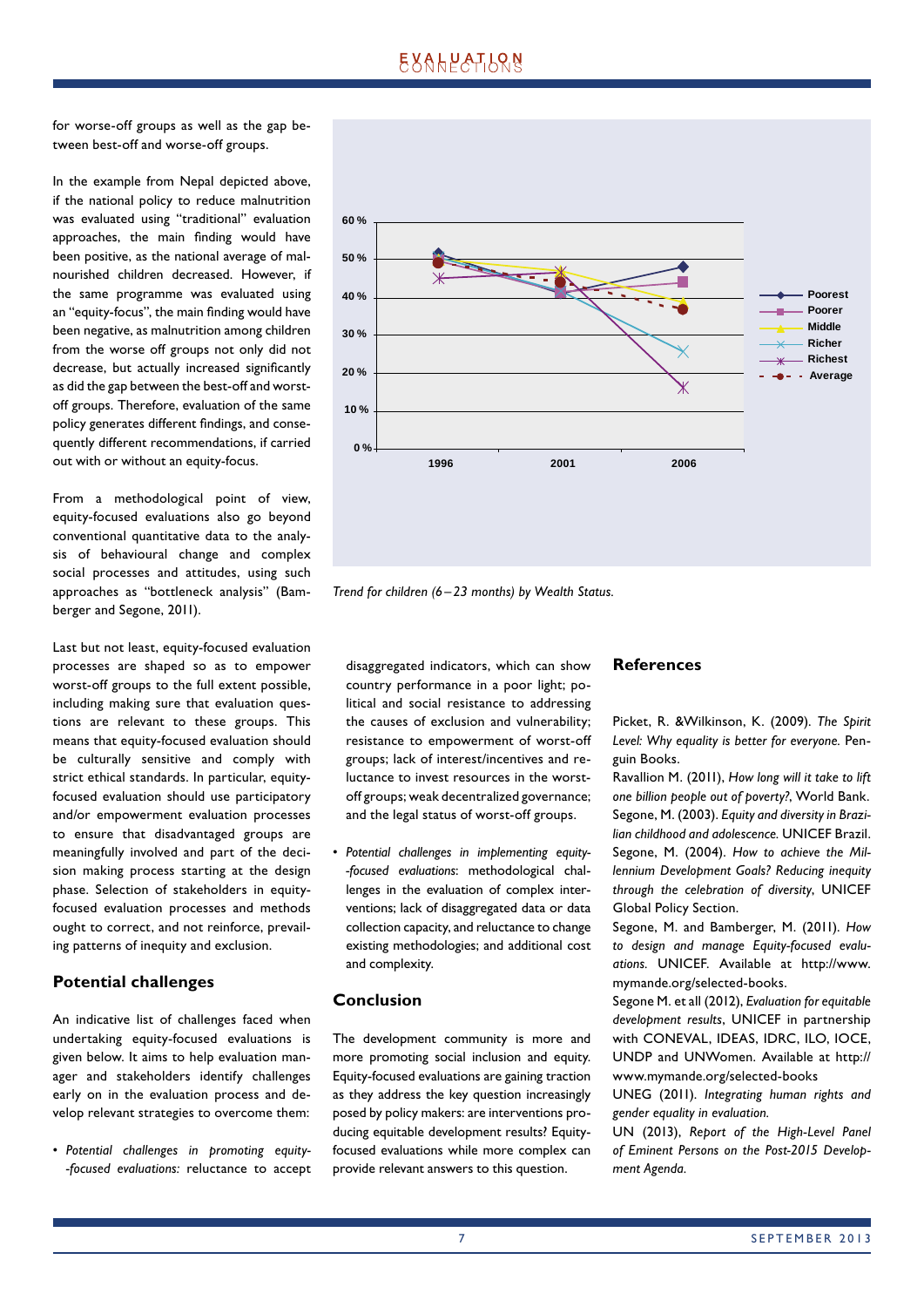for worse-off groups as well as the gap between best-off and worse-off groups.

In the example from Nepal depicted above, if the national policy to reduce malnutrition was evaluated using "traditional" evaluation approaches, the main finding would have been positive, as the national average of malnourished children decreased. However, if the same programme was evaluated using an "equity-focus", the main finding would have been negative, as malnutrition among children from the worse off groups not only did not decrease, but actually increased significantly as did the gap between the best-off and worst-off groups. Therefore, evaluation of the same policy generates different findings, and consequently different recommendations, if carried out with or without an equity-focus.

From a methodological point of view, equity-focused evaluations also go beyond conventional quantitative data to the analysis of behavioural change and complex social processes and attitudes, using such approaches as "bottleneck analysis" (Bamberger and Segone, 2011).

Last but not least, equity-focused evaluation processes are shaped so as to empower worst-off groups to the full extent possible, including making sure that evaluation questions are relevant to these groups. This means that equity-focused evaluation should be culturally sensitive and comply with strict ethical standards. In particular, equity-focused evaluation should use participatory and/or empowerment evaluation processes to ensure that disadvantaged groups are meaningfully involved and part of the decision making process starting at the design phase. Selection of stakeholders in equity-focused evaluation processes and methods ought to correct, and not reinforce, prevailing patterns of inequity and exclusion.

*Trend for children (6 – 23 months) by Wealth Status.*

## Potential challenges

An indicative list of challenges faced when undertaking equity-focused evaluations is given below. It aims to help evaluation manager and stakeholders identify challenges early on in the evaluation process and develop relevant strategies to overcome them:

- *Potential challenges in promoting equity-focused evaluations:* reluctance to accept disaggregated indicators, which can show country performance in a poor light; political and social resistance to addressing the causes of exclusion and vulnerability; resistance to empowerment of worst-off groups; lack of interest/incentives and reluctance to invest resources in the worst-off groups; weak decentralized governance; and the legal status of worst-off groups.
- *Potential challenges in implementing equity-focused evaluations*: methodological challenges in the evaluation of complex interventions; lack of disaggregated data or data collection capacity, and reluctance to change existing methodologies; and additional cost and complexity.

## Conclusion

The development community is more and more promoting social inclusion and equity. Equity-focused evaluations are gaining traction as they address the key question increasingly posed by policy makers: are interventions producing equitable development results? Equity-focused evaluations while more complex can provide relevant answers to this question.

## References

Picket, R. &Wilkinson, K. (2009). *The Spirit Level: Why equality is better for everyone.* Penguin Books.

Ravallion M. (2011), *How long will it take to lift one billion people out of poverty?*, World Bank.

Segone, M. (2003). *Equity and diversity in Brazilian childhood and adolescence.* UNICEF Brazil.

Segone, M. (2004). *How to achieve the Millennium Development Goals? Reducing inequity through the celebration of diversity*, UNICEF Global Policy Section.

Segone, M. and Bamberger, M. (2011). *How to design and manage Equity-focused evaluations.* UNICEF. Available at http://www.mymande.org/selected-books.

Segone M. et all (2012), *Evaluation for equitable development results*, UNICEF in partnership with CONEVAL, IDEAS, IDRC, ILO, IOCE, UNDP and UNWomen. Available at http://www.mymande.org/selected-books

UNEG (2011). *Integrating human rights and gender equality in evaluation.*

UN (2013), *Report of the High-Level Panel of Eminent Persons on the Post-2015 Development Agenda.*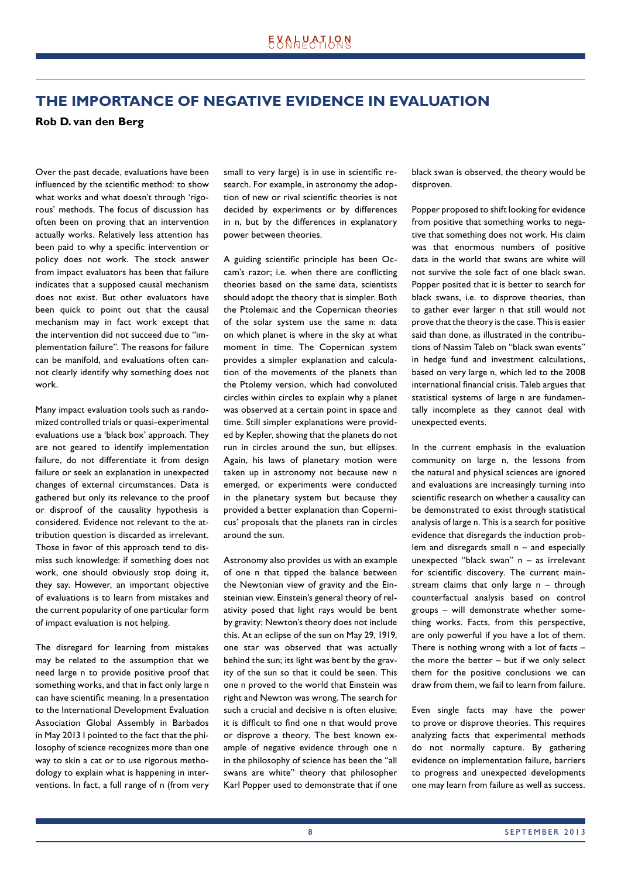# THE IMPORTANCE OF NEGATIVE EVIDENCE IN EVALUATION

**Rob D. van den Berg**

Over the past decade, evaluations have been influenced by the scientific method: to show what works and what doesn't through 'rigorous' methods. The focus of discussion has often been on proving that an intervention actually works. Relatively less attention has been paid to why a specific intervention or policy does not work. The stock answer from impact evaluators has been that failure indicates that a supposed causal mechanism does not exist. But other evaluators have been quick to point out that the causal mechanism may in fact work except that the intervention did not succeed due to "implementation failure". The reasons for failure can be manifold, and evaluations often cannot clearly identify why something does not work.

Many impact evaluation tools such as randomized controlled trials or quasi-experimental evaluations use a 'black box' approach. They are not geared to identify implementation failure, do not differentiate it from design failure or seek an explanation in unexpected changes of external circumstances. Data is gathered but only its relevance to the proof or disproof of the causality hypothesis is considered. Evidence not relevant to the attribution question is discarded as irrelevant. Those in favor of this approach tend to dismiss such knowledge: if something does not work, one should obviously stop doing it, they say. However, an important objective of evaluations is to learn from mistakes and the current popularity of one particular form of impact evaluation is not helping.

The disregard for learning from mistakes may be related to the assumption that we need large n to provide positive proof that something works, and that in fact only large n can have scientific meaning. In a presentation to the International Development Evaluation Association Global Assembly in Barbados in May 2013 I pointed to the fact that the philosophy of science recognizes more than one way to skin a cat or to use rigorous methodology to explain what is happening in interventions. In fact, a full range of n (from very small to very large) is in use in scientific research. For example, in astronomy the adoption of new or rival scientific theories is not decided by experiments or by differences in n, but by the differences in explanatory power between theories.

A guiding scientific principle has been Occam's razor; i.e. when there are conflicting theories based on the same data, scientists should adopt the theory that is simpler. Both the Ptolemaic and the Copernican theories of the solar system use the same n: data on which planet is where in the sky at what moment in time. The Copernican system provides a simpler explanation and calculation of the movements of the planets than the Ptolemy version, which had convoluted circles within circles to explain why a planet was observed at a certain point in space and time. Still simpler explanations were provided by Kepler, showing that the planets do not run in circles around the sun, but ellipses. Again, his laws of planetary motion were taken up in astronomy not because new n emerged, or experiments were conducted in the planetary system but because they provided a better explanation than Copernicus' proposals that the planets ran in circles around the sun.

Astronomy also provides us with an example of one n that tipped the balance between the Newtonian view of gravity and the Einsteinian view. Einstein's general theory of relativity posed that light rays would be bent by gravity; Newton's theory does not include this. At an eclipse of the sun on May 29, 1919, one star was observed that was actually behind the sun; its light was bent by the gravity of the sun so that it could be seen. This one n proved to the world that Einstein was right and Newton was wrong. The search for such a crucial and decisive n is often elusive; it is difficult to find one n that would prove or disprove a theory. The best known example of negative evidence through one n in the philosophy of science has been the "all swans are white" theory that philosopher Karl Popper used to demonstrate that if one black swan is observed, the theory would be disproven.

Popper proposed to shift looking for evidence from positive that something works to negative that something does not work. His claim was that enormous numbers of positive data in the world that swans are white will not survive the sole fact of one black swan. Popper posited that it is better to search for black swans, i.e. to disprove theories, than to gather ever larger n that still would not prove that the theory is the case. This is easier said than done, as illustrated in the contributions of Nassim Taleb on "black swan events" in hedge fund and investment calculations, based on very large n, which led to the 2008 international financial crisis. Taleb argues that statistical systems of large n are fundamentally incomplete as they cannot deal with unexpected events.

In the current emphasis in the evaluation community on large n, the lessons from the natural and physical sciences are ignored and evaluations are increasingly turning into scientific research on whether a causality can be demonstrated to exist through statistical analysis of large n. This is a search for positive evidence that disregards the induction problem and disregards small n – and especially unexpected "black swan" n – as irrelevant for scientific discovery. The current mainstream claims that only large n – through counterfactual analysis based on control groups – will demonstrate whether something works. Facts, from this perspective, are only powerful if you have a lot of them. There is nothing wrong with a lot of facts – the more the better – but if we only select them for the positive conclusions we can draw from them, we fail to learn from failure.

Even single facts may have the power to prove or disprove theories. This requires analyzing facts that experimental methods do not normally capture. By gathering evidence on implementation failure, barriers to progress and unexpected developments one may learn from failure as well as success.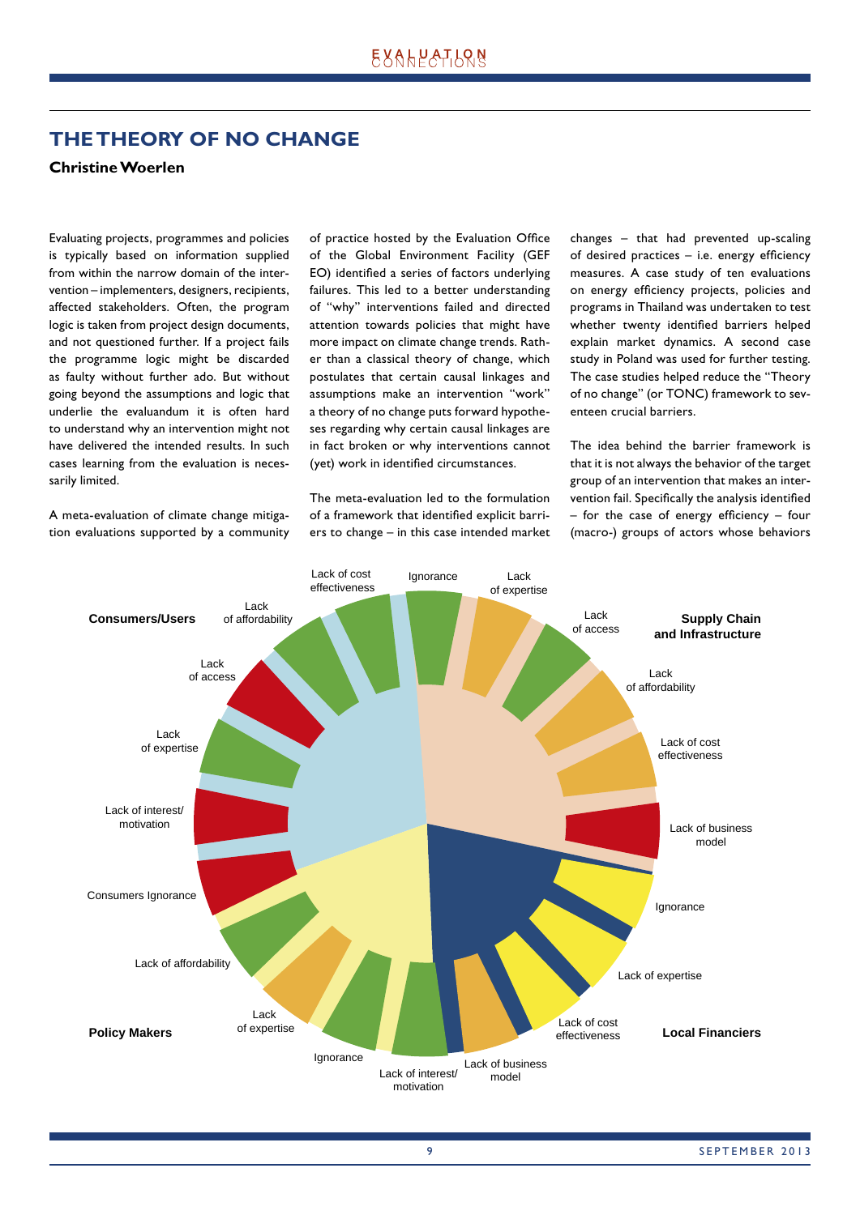# THE THEORY OF NO CHANGE

**Christine Woerlen**

Evaluating projects, programmes and policies is typically based on information supplied from within the narrow domain of the intervention – implementers, designers, recipients, affected stakeholders. Often, the program logic is taken from project design documents, and not questioned further. If a project fails the programme logic might be discarded as faulty without further ado. But without going beyond the assumptions and logic that underlie the evaluandum it is often hard to understand why an intervention might not have delivered the intended results. In such cases learning from the evaluation is necessarily limited.

A meta-evaluation of climate change mitigation evaluations supported by a community of practice hosted by the Evaluation Office of the Global Environment Facility (GEF EO) identified a series of factors underlying failures. This led to a better understanding of "why" interventions failed and directed attention towards policies that might have more impact on climate change trends. Rather than a classical theory of change, which postulates that certain causal linkages and assumptions make an intervention "work" a theory of no change puts forward hypotheses regarding why certain causal linkages are in fact broken or why interventions cannot (yet) work in identified circumstances.

The meta-evaluation led to the formulation of a framework that identified explicit barriers to change – in this case intended market changes – that had prevented up-scaling of desired practices – i.e. energy efficiency measures. A case study of ten evaluations on energy efficiency projects, policies and programs in Thailand was undertaken to test whether twenty identified barriers helped explain market dynamics. A second case study in Poland was used for further testing. The case studies helped reduce the "Theory of no change" (or TONC) framework to seventeen crucial barriers.

The idea behind the barrier framework is that it is not always the behavior of the target group of an intervention that makes an intervention fail. Specifically the analysis identified – for the case of energy efficiency – four (macro-) groups of actors whose behaviors

**Consumers/Users**: Lack of cost effectiveness; Lack of affordability; Lack of access; Lack of expertise; Lack of interest/motivation; Consumers Ignorance

**Supply Chain and Infrastructure**: Ignorance; Lack of expertise; Lack of access; Lack of affordability; Lack of cost effectiveness; Lack of business model

**Local Financiers**: Ignorance; Lack of expertise; Lack of cost effectiveness; Lack of business model

**Policy Makers**: Lack of interest/motivation; Ignorance; Lack of expertise; Lack of affordability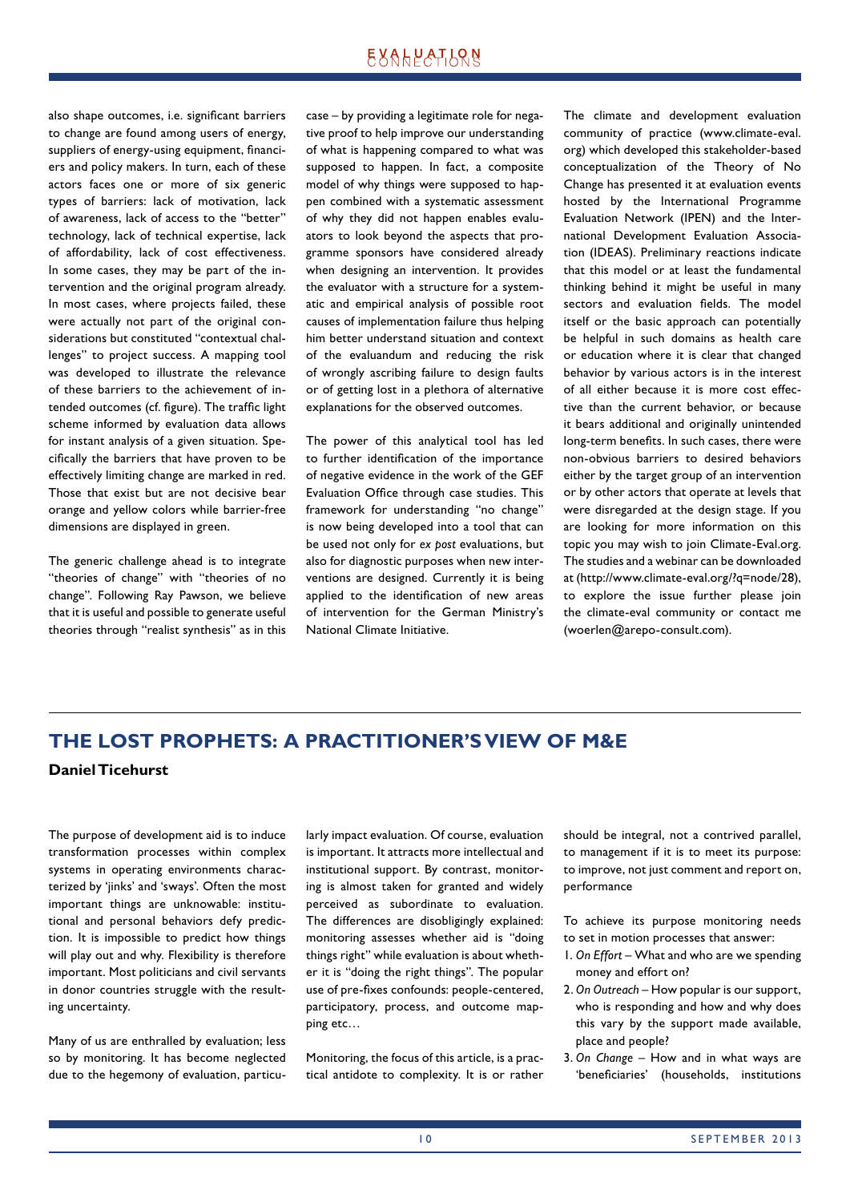also shape outcomes, i.e. significant barriers to change are found among users of energy, suppliers of energy-using equipment, financiers and policy makers. In turn, each of these actors faces one or more of six generic types of barriers: lack of motivation, lack of awareness, lack of access to the "better" technology, lack of technical expertise, lack of affordability, lack of cost effectiveness. In some cases, they may be part of the intervention and the original program already. In most cases, where projects failed, these were actually not part of the original considerations but constituted "contextual challenges" to project success. A mapping tool was developed to illustrate the relevance of these barriers to the achievement of intended outcomes (cf. figure). The traffic light scheme informed by evaluation data allows for instant analysis of a given situation. Specifically the barriers that have proven to be effectively limiting change are marked in red. Those that exist but are not decisive bear orange and yellow colors while barrier-free dimensions are displayed in green.

The generic challenge ahead is to integrate "theories of change" with "theories of no change". Following Ray Pawson, we believe that it is useful and possible to generate useful theories through "realist synthesis" as in this case – by providing a legitimate role for negative proof to help improve our understanding of what is happening compared to what was supposed to happen. In fact, a composite model of why things were supposed to happen combined with a systematic assessment of why they did not happen enables evaluators to look beyond the aspects that programme sponsors have considered already when designing an intervention. It provides the evaluator with a structure for a systematic and empirical analysis of possible root causes of implementation failure thus helping him better understand situation and context of the evaluandum and reducing the risk of wrongly ascribing failure to design faults or of getting lost in a plethora of alternative explanations for the observed outcomes.

The power of this analytical tool has led to further identification of the importance of negative evidence in the work of the GEF Evaluation Office through case studies. This framework for understanding "no change" is now being developed into a tool that can be used not only for *ex post* evaluations, but also for diagnostic purposes when new interventions are designed. Currently it is being applied to the identification of new areas of intervention for the German Ministry's National Climate Initiative.

The climate and development evaluation community of practice (www.climate-eval.org) which developed this stakeholder-based conceptualization of the Theory of No Change has presented it at evaluation events hosted by the International Programme Evaluation Network (IPEN) and the International Development Evaluation Association (IDEAS). Preliminary reactions indicate that this model or at least the fundamental thinking behind it might be useful in many sectors and evaluation fields. The model itself or the basic approach can potentially be helpful in such domains as health care or education where it is clear that changed behavior by various actors is in the interest of all either because it is more cost effective than the current behavior, or because it bears additional and originally unintended long-term benefits. In such cases, there were non-obvious barriers to desired behaviors either by the target group of an intervention or by other actors that operate at levels that were disregarded at the design stage. If you are looking for more information on this topic you may wish to join Climate-Eval.org. The studies and a webinar can be downloaded at (http://www.climate-eval.org/?q=node/28), to explore the issue further please join the climate-eval community or contact me (woerlen@arepo-consult.com).

## THE LOST PROPHETS: A PRACTITIONER'S VIEW OF M&E

**Daniel Ticehurst**

The purpose of development aid is to induce transformation processes within complex systems in operating environments characterized by 'jinks' and 'sways'. Often the most important things are unknowable: institutional and personal behaviors defy prediction. It is impossible to predict how things will play out and why. Flexibility is therefore important. Most politicians and civil servants in donor countries struggle with the resulting uncertainty.

Many of us are enthralled by evaluation; less so by monitoring. It has become neglected due to the hegemony of evaluation, particularly impact evaluation. Of course, evaluation is important. It attracts more intellectual and institutional support. By contrast, monitoring is almost taken for granted and widely perceived as subordinate to evaluation. The differences are disobligingly explained: monitoring assesses whether aid is "doing things right" while evaluation is about whether it is "doing the right things". The popular use of pre-fixes confounds: people-centered, participatory, process, and outcome mapping etc…

Monitoring, the focus of this article, is a practical antidote to complexity. It is or rather should be integral, not a contrived parallel, to management if it is to meet its purpose: to improve, not just comment and report on, performance

To achieve its purpose monitoring needs to set in motion processes that answer:

1. *On Effort* – What and who are we spending money and effort on?
2. *On Outreach* – How popular is our support, who is responding and how and why does this vary by the support made available, place and people?
3. *On Change* – How and in what ways are 'beneficiaries' (households, institutions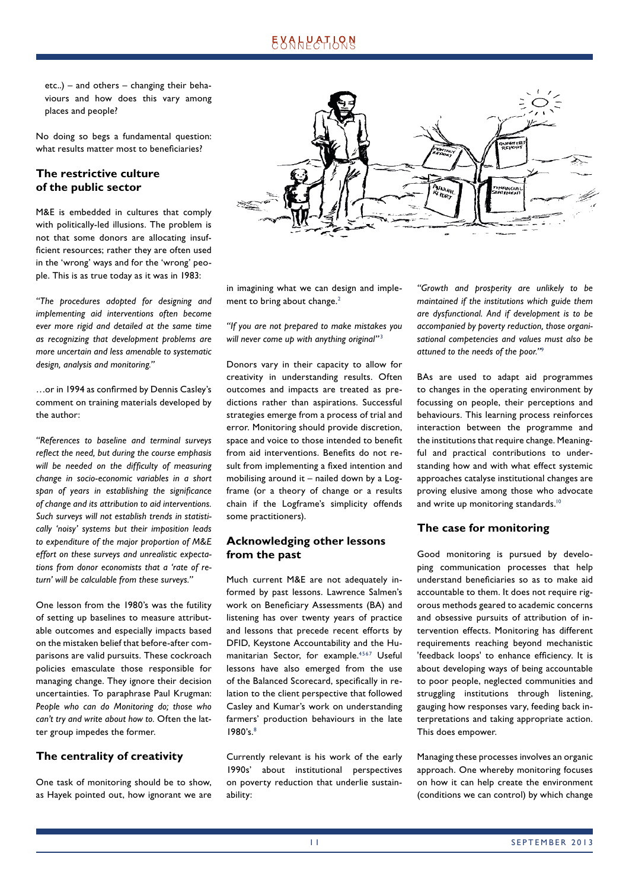etc..) – and others – changing their behaviours and how does this vary among places and people?

No doing so begs a fundamental question: what results matter most to beneficiaries?

### The restrictive culture of the public sector

M&E is embedded in cultures that comply with politically-led illusions. The problem is not that some donors are allocating insufficient resources; rather they are often used in the 'wrong' ways and for the 'wrong' people. This is as true today as it was in 1983:

*"The procedures adopted for designing and implementing aid interventions often become ever more rigid and detailed at the same time as recognizing that development problems are more uncertain and less amenable to systematic design, analysis and monitoring."*

…or in 1994 as confirmed by Dennis Casley's comment on training materials developed by the author:

*"References to baseline and terminal surveys reflect the need, but during the course emphasis will be needed on the difficulty of measuring change in socio-economic variables in a short span of years in establishing the significance of change and its attribution to aid interventions. Such surveys will not establish trends in statistically 'noisy' systems but their imposition leads to expenditure of the major proportion of M&E effort on these surveys and unrealistic expectations from donor economists that a 'rate of return' will be calculable from these surveys."*

One lesson from the 1980's was the futility of setting up baselines to measure attributable outcomes and especially impacts based on the mistaken belief that before-after comparisons are valid pursuits. These cockroach policies emasculate those responsible for managing change. They ignore their decision uncertainties. To paraphrase Paul Krugman: *People who can do Monitoring do; those who can't try and write about how to.* Often the latter group impedes the former.

### The centrality of creativity

One task of monitoring should be to show, as Hayek pointed out, how ignorant we are in imagining what we can design and implement to bring about change.[2]

*"If you are not prepared to make mistakes you will never come up with anything original"*[3]

Donors vary in their capacity to allow for creativity in understanding results. Often outcomes and impacts are treated as predictions rather than aspirations. Successful strategies emerge from a process of trial and error. Monitoring should provide discretion, space and voice to those intended to benefit from aid interventions. Benefits do not result from implementing a fixed intention and mobilising around it – nailed down by a Logframe (or a theory of change or a results chain if the Logframe's simplicity offends some practitioners).

### Acknowledging other lessons from the past

Much current M&E are not adequately informed by past lessons. Lawrence Salmen's work on Beneficiary Assessments (BA) and listening has over twenty years of practice and lessons that precede recent efforts by DFID, Keystone Accountability and the Humanitarian Sector, for example.[4567] Useful lessons have also emerged from the use of the Balanced Scorecard, specifically in relation to the client perspective that followed Casley and Kumar's work on understanding farmers' production behaviours in the late 1980's.[8]

Currently relevant is his work of the early 1990s' about institutional perspectives on poverty reduction that underlie sustainability:

*"Growth and prosperity are unlikely to be maintained if the institutions which guide them are dysfunctional. And if development is to be accompanied by poverty reduction, those organisational competencies and values must also be attuned to the needs of the poor."*[9]

BAs are used to adapt aid programmes to changes in the operating environment by focussing on people, their perceptions and behaviours. This learning process reinforces interaction between the programme and the institutions that require change. Meaningful and practical contributions to understanding how and with what effect systemic approaches catalyse institutional changes are proving elusive among those who advocate and write up monitoring standards.[10]

### The case for monitoring

Good monitoring is pursued by developing communication processes that help understand beneficiaries so as to make aid accountable to them. It does not require rigorous methods geared to academic concerns and obsessive pursuits of attribution of intervention effects. Monitoring has different requirements reaching beyond mechanistic 'feedback loops' to enhance efficiency. It is about developing ways of being accountable to poor people, neglected communities and struggling institutions through listening, gauging how responses vary, feeding back interpretations and taking appropriate action. This does empower.

Managing these processes involves an organic approach. One whereby monitoring focuses on how it can help create the environment (conditions we can control) by which change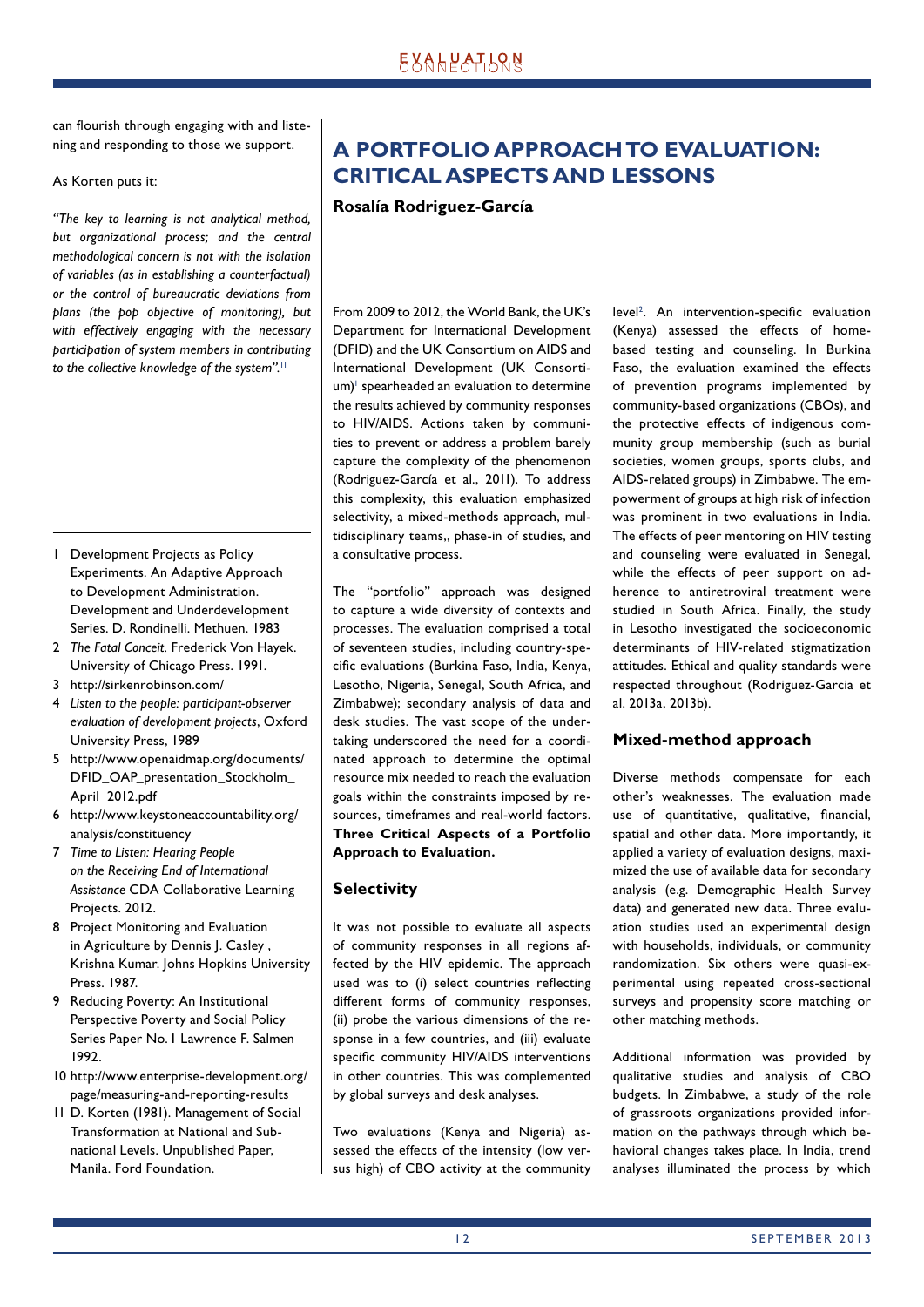can flourish through engaging with and listening and responding to those we support.

As Korten puts it:

*"The key to learning is not analytical method, but organizational process; and the central methodological concern is not with the isolation of variables (as in establishing a counterfactual) or the control of bureaucratic deviations from plans (the pop objective of monitoring), but with effectively engaging with the necessary participation of system members in contributing to the collective knowledge of the system".*[11]

1 Development Projects as Policy Experiments. An Adaptive Approach to Development Administration. Development and Underdevelopment Series. D. Rondinelli. Methuen. 1983
2 *The Fatal Conceit*. Frederick Von Hayek. University of Chicago Press. 1991.
3 http://sirkenrobinson.com/
4 *Listen to the people: participant-observer evaluation of development projects*, Oxford University Press, 1989
5 http://www.openaidmap.org/documents/DFID_OAP_presentation_Stockholm_April_2012.pdf
6 http://www.keystoneaccountability.org/analysis/constituency
7 *Time to Listen: Hearing People on the Receiving End of International Assistance* CDA Collaborative Learning Projects. 2012.
8 Project Monitoring and Evaluation in Agriculture by Dennis J. Casley , Krishna Kumar. Johns Hopkins University Press. 1987.
9 Reducing Poverty: An Institutional Perspective Poverty and Social Policy Series Paper No. 1 Lawrence F. Salmen 1992.
10 http://www.enterprise-development.org/page/measuring-and-reporting-results
11 D. Korten (1981). Management of Social Transformation at National and Subnational Levels. Unpublished Paper, Manila. Ford Foundation.

# A PORTFOLIO APPROACH TO EVALUATION: CRITICAL ASPECTS AND LESSONS

**Rosalía Rodriguez-García**

From 2009 to 2012, the World Bank, the UK's Department for International Development (DFID) and the UK Consortium on AIDS and International Development (UK Consortium)[1] spearheaded an evaluation to determine the results achieved by community responses to HIV/AIDS. Actions taken by communities to prevent or address a problem barely capture the complexity of the phenomenon (Rodriguez-García et al., 2011). To address this complexity, this evaluation emphasized selectivity, a mixed-methods approach, multidisciplinary teams,, phase-in of studies, and a consultative process.

The "portfolio" approach was designed to capture a wide diversity of contexts and processes. The evaluation comprised a total of seventeen studies, including country-specific evaluations (Burkina Faso, India, Kenya, Lesotho, Nigeria, Senegal, South Africa, and Zimbabwe); secondary analysis of data and desk studies. The vast scope of the undertaking underscored the need for a coordinated approach to determine the optimal resource mix needed to reach the evaluation goals within the constraints imposed by resources, timeframes and real-world factors. **Three Critical Aspects of a Portfolio Approach to Evaluation.**

## Selectivity

It was not possible to evaluate all aspects of community responses in all regions affected by the HIV epidemic. The approach used was to (i) select countries reflecting different forms of community responses, (ii) probe the various dimensions of the response in a few countries, and (iii) evaluate specific community HIV/AIDS interventions in other countries. This was complemented by global surveys and desk analyses.

Two evaluations (Kenya and Nigeria) assessed the effects of the intensity (low versus high) of CBO activity at the community level[2]. An intervention-specific evaluation (Kenya) assessed the effects of home-based testing and counseling. In Burkina Faso, the evaluation examined the effects of prevention programs implemented by community-based organizations (CBOs), and the protective effects of indigenous community group membership (such as burial societies, women groups, sports clubs, and AIDS-related groups) in Zimbabwe. The empowerment of groups at high risk of infection was prominent in two evaluations in India. The effects of peer mentoring on HIV testing and counseling were evaluated in Senegal, while the effects of peer support on adherence to antiretroviral treatment were studied in South Africa. Finally, the study in Lesotho investigated the socioeconomic determinants of HIV-related stigmatization attitudes. Ethical and quality standards were respected throughout (Rodriguez-Garcia et al. 2013a, 2013b).

## Mixed-method approach

Diverse methods compensate for each other's weaknesses. The evaluation made use of quantitative, qualitative, financial, spatial and other data. More importantly, it applied a variety of evaluation designs, maximized the use of available data for secondary analysis (e.g. Demographic Health Survey data) and generated new data. Three evaluation studies used an experimental design with households, individuals, or community randomization. Six others were quasi-experimental using repeated cross-sectional surveys and propensity score matching or other matching methods.

Additional information was provided by qualitative studies and analysis of CBO budgets. In Zimbabwe, a study of the role of grassroots organizations provided information on the pathways through which behavioral changes takes place. In India, trend analyses illuminated the process by which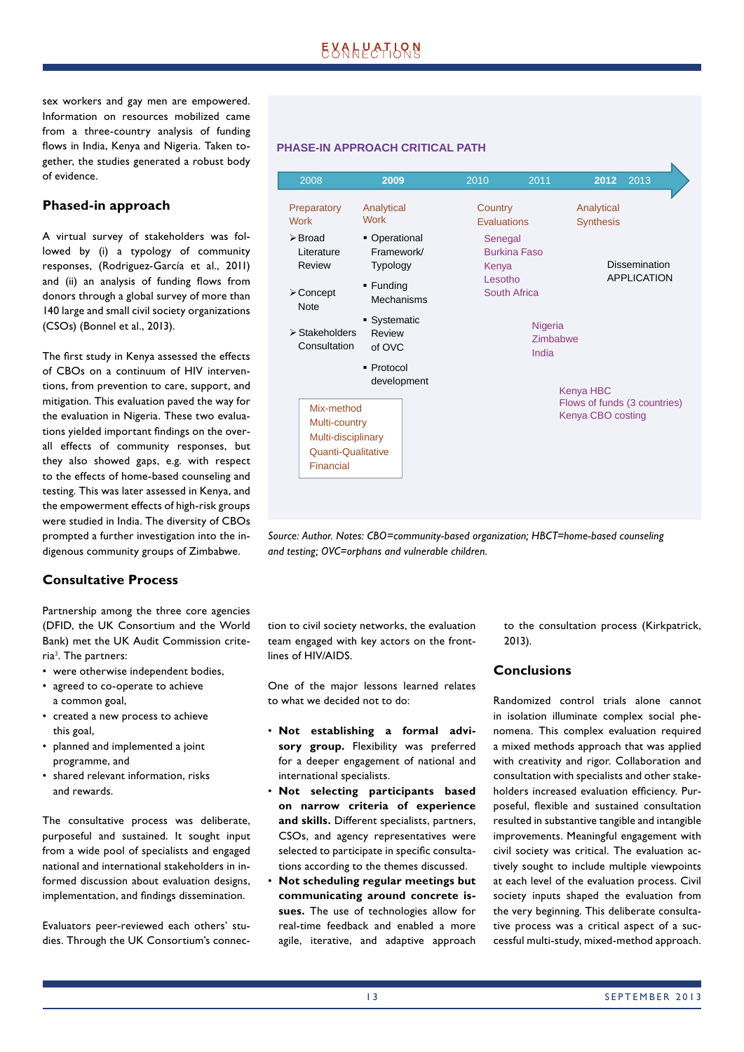sex workers and gay men are empowered. Information on resources mobilized came from a three-country analysis of funding flows in India, Kenya and Nigeria. Taken together, the studies generated a robust body of evidence.

### Phased-in approach

A virtual survey of stakeholders was followed by (i) a typology of community responses, (Rodriguez-García et al., 2011) and (ii) an analysis of funding flows from donors through a global survey of more than 140 large and small civil society organizations (CSOs) (Bonnel et al., 2013).

The first study in Kenya assessed the effects of CBOs on a continuum of HIV interventions, from prevention to care, support, and mitigation. This evaluation paved the way for the evaluation in Nigeria. These two evaluations yielded important findings on the overall effects of community responses, but they also showed gaps, e.g. with respect to the effects of home-based counseling and testing. This was later assessed in Kenya, and the empowerment effects of high-risk groups were studied in India. The diversity of CBOs prompted a further investigation into the indigenous community groups of Zimbabwe.

**PHASE-IN APPROACH CRITICAL PATH**

| 2008 | 2009 | 2010 / 2011 | 2012 / 2013 |
|---|---|---|---|
| Preparatory Work | Analytical Work | Country Evaluations | Analytical Synthesis |
| ➢ Broad Literature Review<br>➢ Concept Note<br>➢ Stakeholders Consultation | ▪ Operational Framework/ Typology<br>▪ Funding Mechanisms<br>▪ Systematic Review of OVC<br>▪ Protocol development | Senegal<br>Burkina Faso<br>Kenya<br>Lesotho<br>South Africa<br><br>Nigeria<br>Zimbabwe<br>India<br><br>Kenya HBC<br>Flows of funds (3 countries)<br>Kenya CBO costing | Dissemination APPLICATION |

Mix-method
Multi-country
Multi-disciplinary
Quanti-Qualitative
Financial

*Source: Author. Notes: CBO=community-based organization; HBCT=home-based counseling and testing; OVC=orphans and vulnerable children.*

### Consultative Process

Partnership among the three core agencies (DFID, the UK Consortium and the World Bank) met the UK Audit Commission criteria[3]. The partners:

- were otherwise independent bodies,
- agreed to co-operate to achieve a common goal,
- created a new process to achieve this goal,
- planned and implemented a joint programme, and
- shared relevant information, risks and rewards.

The consultative process was deliberate, purposeful and sustained. It sought input from a wide pool of specialists and engaged national and international stakeholders in informed discussion about evaluation designs, implementation, and findings dissemination.

Evaluators peer-reviewed each others' studies. Through the UK Consortium's connection to civil society networks, the evaluation team engaged with key actors on the frontlines of HIV/AIDS.

One of the major lessons learned relates to what we decided not to do:

- **Not establishing a formal advisory group.** Flexibility was preferred for a deeper engagement of national and international specialists.
- **Not selecting participants based on narrow criteria of experience and skills.** Different specialists, partners, CSOs, and agency representatives were selected to participate in specific consultations according to the themes discussed.
- **Not scheduling regular meetings but communicating around concrete issues.** The use of technologies allow for real-time feedback and enabled a more agile, iterative, and adaptive approach to the consultation process (Kirkpatrick, 2013).

### Conclusions

Randomized control trials alone cannot in isolation illuminate complex social phenomena. This complex evaluation required a mixed methods approach that was applied with creativity and rigor. Collaboration and consultation with specialists and other stakeholders increased evaluation efficiency. Purposeful, flexible and sustained consultation resulted in substantive tangible and intangible improvements. Meaningful engagement with civil society was critical. The evaluation actively sought to include multiple viewpoints at each level of the evaluation process. Civil society inputs shaped the evaluation from the very beginning. This deliberate consultative process was a critical aspect of a successful multi-study, mixed-method approach.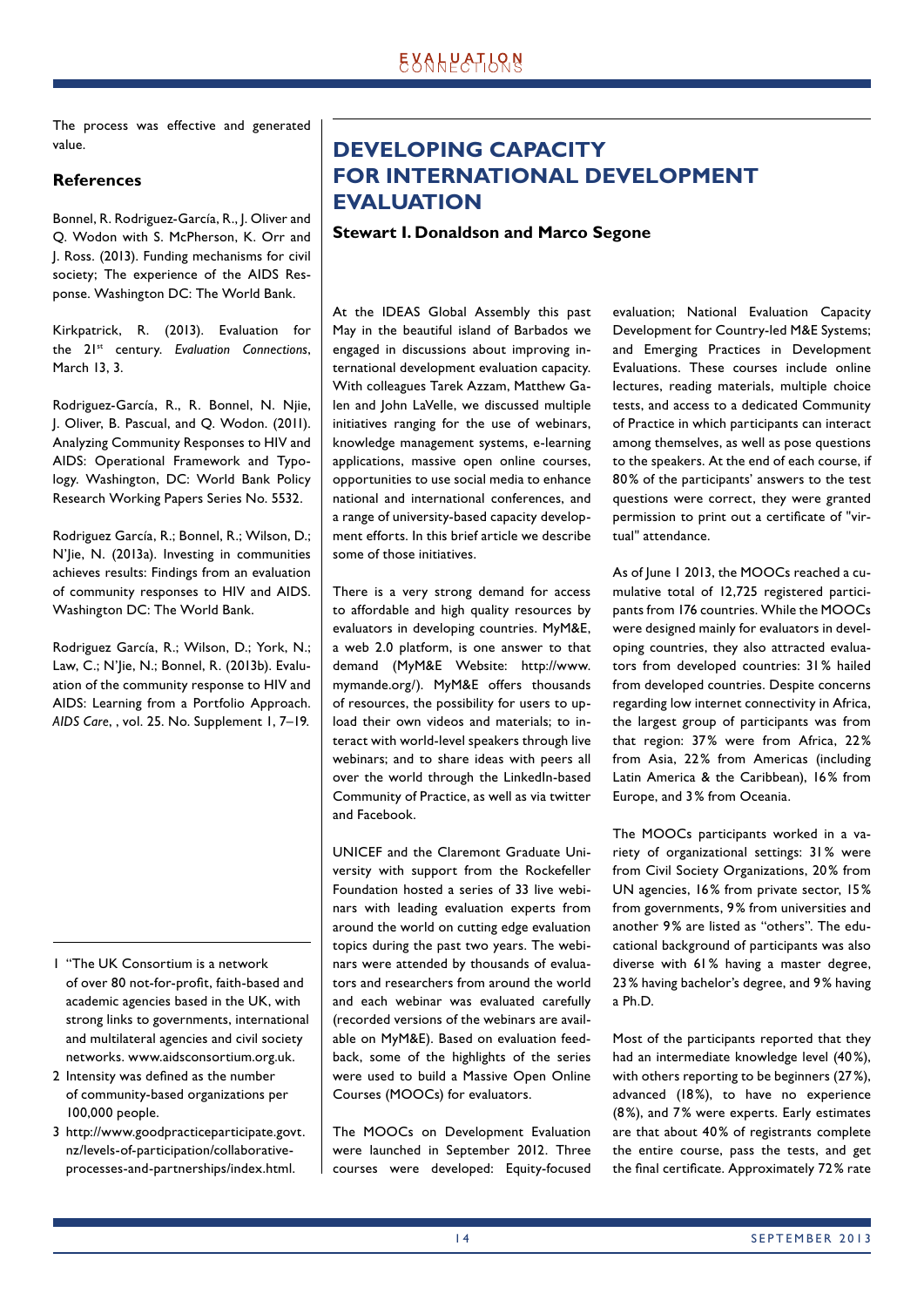The process was effective and generated value.

### References

Bonnel, R. Rodriguez-García, R., J. Oliver and Q. Wodon with S. McPherson, K. Orr and J. Ross. (2013). Funding mechanisms for civil society; The experience of the AIDS Response. Washington DC: The World Bank.

Kirkpatrick, R. (2013). Evaluation for the 21st century. *Evaluation Connections*, March 13, 3.

Rodriguez-García, R., R. Bonnel, N. Njie, J. Oliver, B. Pascual, and Q. Wodon. (2011). Analyzing Community Responses to HIV and AIDS: Operational Framework and Typology. Washington, DC: World Bank Policy Research Working Papers Series No. 5532.

Rodriguez García, R.; Bonnel, R.; Wilson, D.; N'Jie, N. (2013a). Investing in communities achieves results: Findings from an evaluation of community responses to HIV and AIDS. Washington DC: The World Bank.

Rodriguez García, R.; Wilson, D.; York, N.; Law, C.; N'Jie, N.; Bonnel, R. (2013b). Evaluation of the community response to HIV and AIDS: Learning from a Portfolio Approach. *AIDS Care*, , vol. 25. No. Supplement 1, 7–19.

1 "The UK Consortium is a network of over 80 not-for-profit, faith-based and academic agencies based in the UK, with strong links to governments, international and multilateral agencies and civil society networks. www.aidsconsortium.org.uk.

2 Intensity was defined as the number of community-based organizations per 100,000 people.

3 http://www.goodpracticeparticipate.govt.nz/levels-of-participation/collaborative-processes-and-partnerships/index.html.

# DEVELOPING CAPACITY FOR INTERNATIONAL DEVELOPMENT EVALUATION

**Stewart I. Donaldson and Marco Segone**

At the IDEAS Global Assembly this past May in the beautiful island of Barbados we engaged in discussions about improving international development evaluation capacity. With colleagues Tarek Azzam, Matthew Galen and John LaVelle, we discussed multiple initiatives ranging for the use of webinars, knowledge management systems, e-learning applications, massive open online courses, opportunities to use social media to enhance national and international conferences, and a range of university-based capacity development efforts. In this brief article we describe some of those initiatives.

There is a very strong demand for access to affordable and high quality resources by evaluators in developing countries. MyM&E, a web 2.0 platform, is one answer to that demand (MyM&E Website: http://www.mymande.org/). MyM&E offers thousands of resources, the possibility for users to upload their own videos and materials; to interact with world-level speakers through live webinars; and to share ideas with peers all over the world through the LinkedIn-based Community of Practice, as well as via twitter and Facebook.

UNICEF and the Claremont Graduate University with support from the Rockefeller Foundation hosted a series of 33 live webinars with leading evaluation experts from around the world on cutting edge evaluation topics during the past two years. The webinars were attended by thousands of evaluators and researchers from around the world and each webinar was evaluated carefully (recorded versions of the webinars are available on MyM&E). Based on evaluation feedback, some of the highlights of the series were used to build a Massive Open Online Courses (MOOCs) for evaluators.

The MOOCs on Development Evaluation were launched in September 2012. Three courses were developed: Equity-focused evaluation; National Evaluation Capacity Development for Country-led M&E Systems; and Emerging Practices in Development Evaluations. These courses include online lectures, reading materials, multiple choice tests, and access to a dedicated Community of Practice in which participants can interact among themselves, as well as pose questions to the speakers. At the end of each course, if 80% of the participants' answers to the test questions were correct, they were granted permission to print out a certificate of "virtual" attendance.

As of June 1 2013, the MOOCs reached a cumulative total of 12,725 registered participants from 176 countries. While the MOOCs were designed mainly for evaluators in developing countries, they also attracted evaluators from developed countries: 31% hailed from developed countries. Despite concerns regarding low internet connectivity in Africa, the largest group of participants was from that region: 37% were from Africa, 22% from Asia, 22% from Americas (including Latin America & the Caribbean), 16% from Europe, and 3% from Oceania.

The MOOCs participants worked in a variety of organizational settings: 31% were from Civil Society Organizations, 20% from UN agencies, 16% from private sector, 15% from governments, 9% from universities and another 9% are listed as "others". The educational background of participants was also diverse with 61% having a master degree, 23% having bachelor's degree, and 9% having a Ph.D.

Most of the participants reported that they had an intermediate knowledge level (40%), with others reporting to be beginners (27%), advanced (18%), to have no experience (8%), and 7% were experts. Early estimates are that about 40% of registrants complete the entire course, pass the tests, and get the final certificate. Approximately 72% rate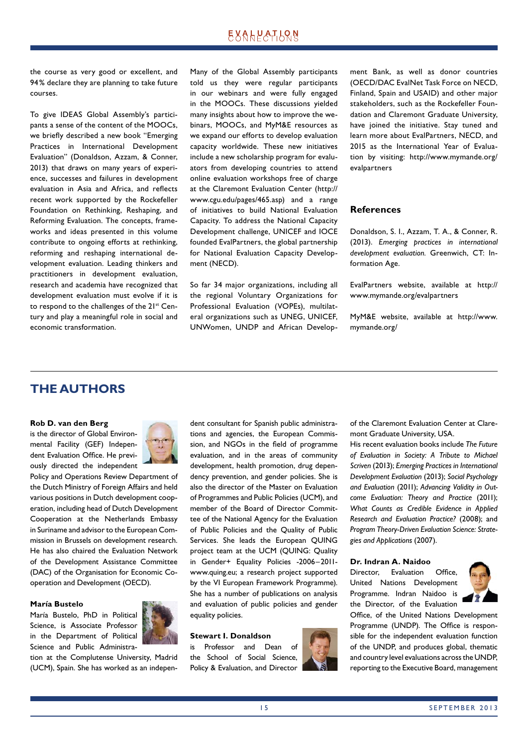the course as very good or excellent, and 94% declare they are planning to take future courses.

To give IDEAS Global Assembly's participants a sense of the content of the MOOCs, we briefly described a new book "Emerging Practices in International Development Evaluation" (Donaldson, Azzam, & Conner, 2013) that draws on many years of experience, successes and failures in development evaluation in Asia and Africa, and reflects recent work supported by the Rockefeller Foundation on Rethinking, Reshaping, and Reforming Evaluation. The concepts, frameworks and ideas presented in this volume contribute to ongoing efforts at rethinking, reforming and reshaping international development evaluation. Leading thinkers and practitioners in development evaluation, research and academia have recognized that development evaluation must evolve if it is to respond to the challenges of the 21st Century and play a meaningful role in social and economic transformation.

Many of the Global Assembly participants told us they were regular participants in our webinars and were fully engaged in the MOOCs. These discussions yielded many insights about how to improve the webinars, MOOCs, and MyM&E resources as we expand our efforts to develop evaluation capacity worldwide. These new initiatives include a new scholarship program for evaluators from developing countries to attend online evaluation workshops free of charge at the Claremont Evaluation Center (http://www.cgu.edu/pages/465.asp) and a range of initiatives to build National Evaluation Capacity. To address the National Capacity Development challenge, UNICEF and IOCE founded EvalPartners, the global partnership for National Evaluation Capacity Development (NECD).

So far 34 major organizations, including all the regional Voluntary Organizations for Professional Evaluation (VOPEs), multilateral organizations such as UNEG, UNICEF, UNWomen, UNDP and African Development Bank, as well as donor countries (OECD/DAC EvalNet Task Force on NECD, Finland, Spain and USAID) and other major stakeholders, such as the Rockefeller Foundation and Claremont Graduate University, have joined the initiative. Stay tuned and learn more about EvalPartners, NECD, and 2015 as the International Year of Evaluation by visiting: http://www.mymande.org/evalpartners

### References

Donaldson, S. I., Azzam, T. A., & Conner, R. (2013). *Emerging practices in international development evaluation.* Greenwich, CT: Information Age.

EvalPartners website, available at http://www.mymande.org/evalpartners

MyM&E website, available at http://www.mymande.org/

## THE AUTHORS

**Rob D. van den Berg**
is the director of Global Environmental Facility (GEF) Independent Evaluation Office. He previously directed the independent Policy and Operations Review Department of the Dutch Ministry of Foreign Affairs and held various positions in Dutch development cooperation, including head of Dutch Development Cooperation at the Netherlands Embassy in Suriname and advisor to the European Commission in Brussels on development research. He has also chaired the Evaluation Network of the Development Assistance Committee (DAC) of the Organisation for Economic Cooperation and Development (OECD).

**María Bustelo**
María Bustelo, PhD in Political Science, is Associate Professor in the Department of Political Science and Public Administration at the Complutense University, Madrid (UCM), Spain. She has worked as an independent consultant for Spanish public administrations and agencies, the European Commission, and NGOs in the field of programme evaluation, and in the areas of community development, health promotion, drug dependency prevention, and gender policies. She is also the director of the Master on Evaluation of Programmes and Public Policies (UCM), and member of the Board of Director Committee of the National Agency for the Evaluation of Public Policies and the Quality of Public Services. She leads the European QUING project team at the UCM (QUING: Quality in Gender+ Equality Policies -2006–2011-www.quing.eu; a research project supported by the VI European Framework Programme). She has a number of publications on analysis and evaluation of public policies and gender equality policies.

**Stewart I. Donaldson**
is Professor and Dean of the School of Social Science, Policy & Evaluation, and Director of the Claremont Evaluation Center at Claremont Graduate University, USA.
His recent evaluation books include *The Future of Evaluation in Society: A Tribute to Michael Scriven* (2013); *Emerging Practices in International Development Evaluation* (2013); *Social Psychology and Evaluation* (2011); *Advancing Validity in Outcome Evaluation: Theory and Practice* (2011); *What Counts as Credible Evidence in Applied Research and Evaluation Practice?* (2008); and *Program Theory-Driven Evaluation Science: Strategies and Applications* (2007).

**Dr. Indran A. Naidoo**
Director, Evaluation Office, United Nations Development Programme. Indran Naidoo is the Director, of the Evaluation Office, of the United Nations Development Programme (UNDP). The Office is responsible for the independent evaluation function of the UNDP, and produces global, thematic and country level evaluations across the UNDP, reporting to the Executive Board, management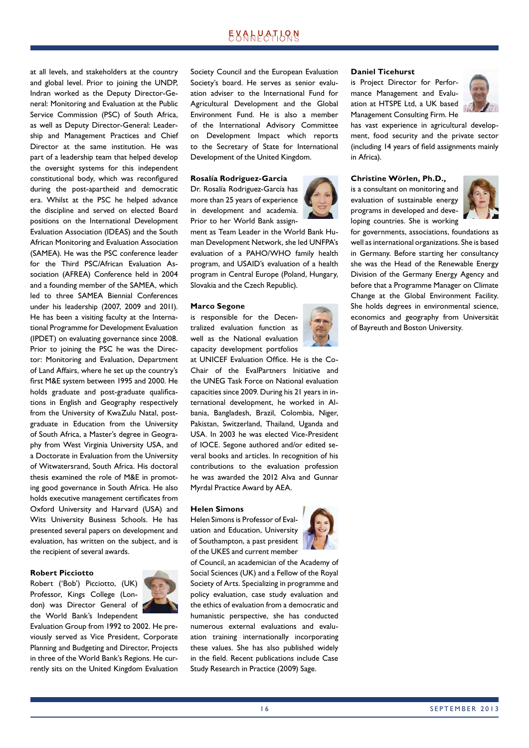at all levels, and stakeholders at the country and global level. Prior to joining the UNDP, Indran worked as the Deputy Director-General: Monitoring and Evaluation at the Public Service Commission (PSC) of South Africa, as well as Deputy Director-General: Leadership and Management Practices and Chief Director at the same institution. He was part of a leadership team that helped develop the oversight systems for this independent constitutional body, which was reconfigured during the post-apartheid and democratic era. Whilst at the PSC he helped advance the discipline and served on elected Board positions on the International Development Evaluation Association (IDEAS) and the South African Monitoring and Evaluation Association (SAMEA). He was the PSC conference leader for the Third PSC/African Evaluation Association (AFREA) Conference held in 2004 and a founding member of the SAMEA, which led to three SAMEA Biennial Conferences under his leadership (2007, 2009 and 2011). He has been a visiting faculty at the International Programme for Development Evaluation (IPDET) on evaluating governance since 2008. Prior to joining the PSC he was the Director: Monitoring and Evaluation, Department of Land Affairs, where he set up the country's first M&E system between 1995 and 2000. He holds graduate and post-graduate qualifications in English and Geography respectively from the University of KwaZulu Natal, post-graduate in Education from the University of South Africa, a Master's degree in Geography from West Virginia University USA, and a Doctorate in Evaluation from the University of Witwatersrand, South Africa. His doctoral thesis examined the role of M&E in promoting good governance in South Africa. He also holds executive management certificates from Oxford University and Harvard (USA) and Wits University Business Schools. He has presented several papers on development and evaluation, has written on the subject, and is the recipient of several awards.

**Robert Picciotto**

Robert ('Bob') Picciotto, (UK) Professor, Kings College (London) was Director General of the World Bank's Independent Evaluation Group from 1992 to 2002. He previously served as Vice President, Corporate Planning and Budgeting and Director, Projects in three of the World Bank's Regions. He currently sits on the United Kingdom Evaluation Society Council and the European Evaluation Society's board. He serves as senior evaluation adviser to the International Fund for Agricultural Development and the Global Environment Fund. He is also a member of the International Advisory Committee on Development Impact which reports to the Secretary of State for International Development of the United Kingdom.

**Rosalía Rodriguez-Garcia**

Dr. Rosalía Rodriguez-García has more than 25 years of experience in development and academia. Prior to her World Bank assignment as Team Leader in the World Bank Human Development Network, she led UNFPA's evaluation of a PAHO/WHO family health program, and USAID's evaluation of a health program in Central Europe (Poland, Hungary, Slovakia and the Czech Republic).

**Marco Segone**

is responsible for the Decentralized evaluation function as well as the National evaluation capacity development portfolios at UNICEF Evaluation Office. He is the Co-Chair of the EvalPartners Initiative and the UNEG Task Force on National evaluation capacities since 2009. During his 21 years in international development, he worked in Albania, Bangladesh, Brazil, Colombia, Niger, Pakistan, Switzerland, Thailand, Uganda and USA. In 2003 he was elected Vice-President of IOCE. Segone authored and/or edited several books and articles. In recognition of his contributions to the evaluation profession he was awarded the 2012 Alva and Gunnar Myrdal Practice Award by AEA.

**Helen Simons**

Helen Simons is Professor of Evaluation and Education, University of Southampton, a past president of the UKES and current member of Council, an academician of the Academy of Social Sciences (UK) and a Fellow of the Royal Society of Arts. Specializing in programme and policy evaluation, case study evaluation and the ethics of evaluation from a democratic and humanistic perspective, she has conducted numerous external evaluations and evaluation training internationally incorporating these values. She has also published widely in the field. Recent publications include Case Study Research in Practice (2009) Sage.

**Daniel Ticehurst**

is Project Director for Performance Management and Evaluation at HTSPE Ltd, a UK based Management Consulting Firm. He has vast experience in agricultural development, food security and the private sector (including 14 years of field assignments mainly in Africa).

**Christine Wörlen, Ph.D.,**

is a consultant on monitoring and evaluation of sustainable energy programs in developed and developing countries. She is working for governments, associations, foundations as well as international organizations. She is based in Germany. Before starting her consultancy she was the Head of the Renewable Energy Division of the Germany Energy Agency and before that a Programme Manager on Climate Change at the Global Environment Facility. She holds degrees in environmental science, economics and geography from Universität of Bayreuth and Boston University.